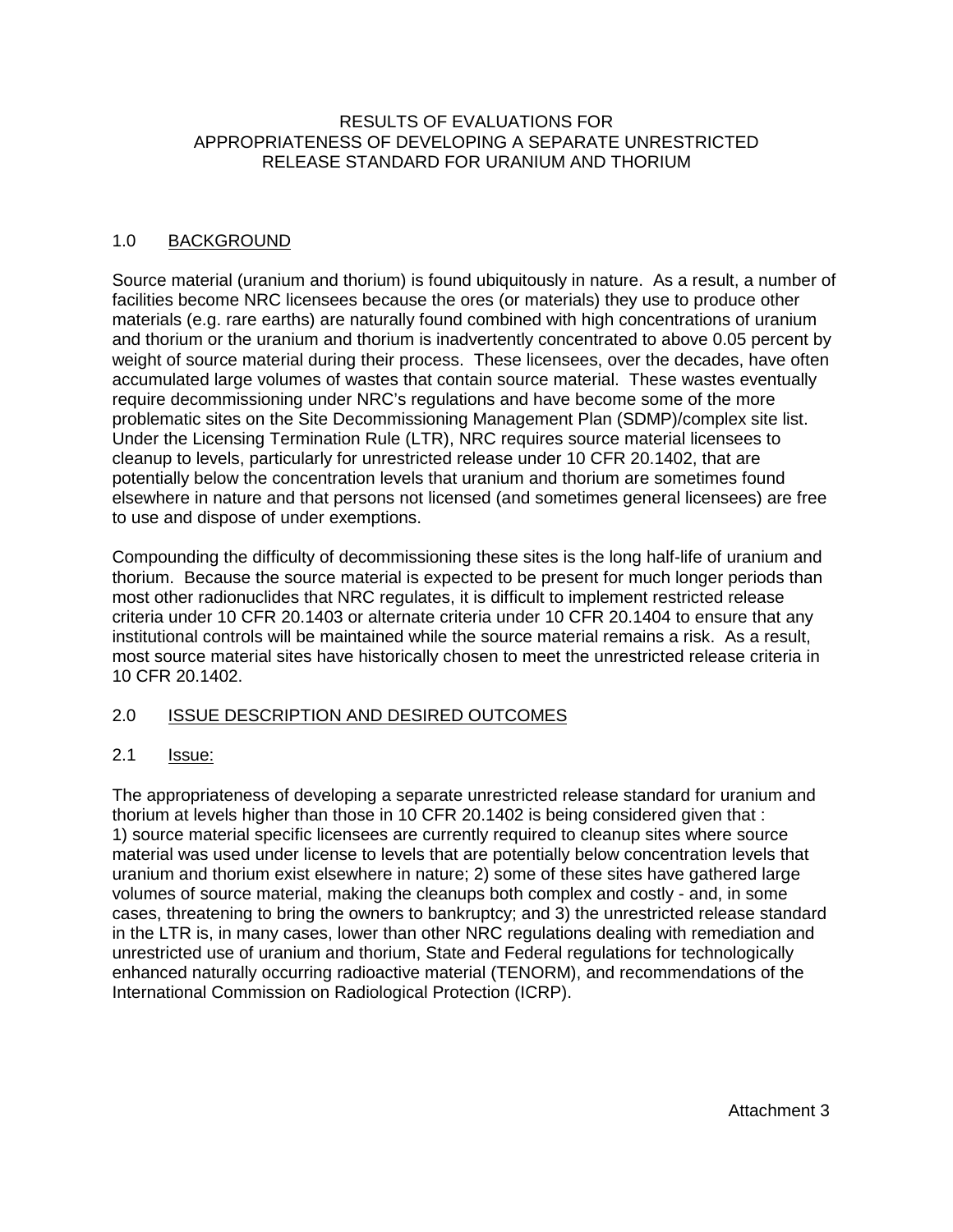# RESULTS OF EVALUATIONS FOR APPROPRIATENESS OF DEVELOPING A SEPARATE UNRESTRICTED RELEASE STANDARD FOR URANIUM AND THORIUM

## 1.0 BACKGROUND

Source material (uranium and thorium) is found ubiquitously in nature. As a result, a number of facilities become NRC licensees because the ores (or materials) they use to produce other materials (e.g. rare earths) are naturally found combined with high concentrations of uranium and thorium or the uranium and thorium is inadvertently concentrated to above 0.05 percent by weight of source material during their process. These licensees, over the decades, have often accumulated large volumes of wastes that contain source material. These wastes eventually require decommissioning under NRC's regulations and have become some of the more problematic sites on the Site Decommissioning Management Plan (SDMP)/complex site list. Under the Licensing Termination Rule (LTR), NRC requires source material licensees to cleanup to levels, particularly for unrestricted release under 10 CFR 20.1402, that are potentially below the concentration levels that uranium and thorium are sometimes found elsewhere in nature and that persons not licensed (and sometimes general licensees) are free to use and dispose of under exemptions.

Compounding the difficulty of decommissioning these sites is the long half-life of uranium and thorium. Because the source material is expected to be present for much longer periods than most other radionuclides that NRC regulates, it is difficult to implement restricted release criteria under 10 CFR 20.1403 or alternate criteria under 10 CFR 20.1404 to ensure that any institutional controls will be maintained while the source material remains a risk. As a result, most source material sites have historically chosen to meet the unrestricted release criteria in 10 CFR 20.1402.

## 2.0 ISSUE DESCRIPTION AND DESIRED OUTCOMES

### 2.1 Issue:

The appropriateness of developing a separate unrestricted release standard for uranium and thorium at levels higher than those in 10 CFR 20.1402 is being considered given that : 1) source material specific licensees are currently required to cleanup sites where source material was used under license to levels that are potentially below concentration levels that uranium and thorium exist elsewhere in nature; 2) some of these sites have gathered large volumes of source material, making the cleanups both complex and costly - and, in some cases, threatening to bring the owners to bankruptcy; and 3) the unrestricted release standard in the LTR is, in many cases, lower than other NRC regulations dealing with remediation and unrestricted use of uranium and thorium, State and Federal regulations for technologically enhanced naturally occurring radioactive material (TENORM), and recommendations of the International Commission on Radiological Protection (ICRP).

Attachment 3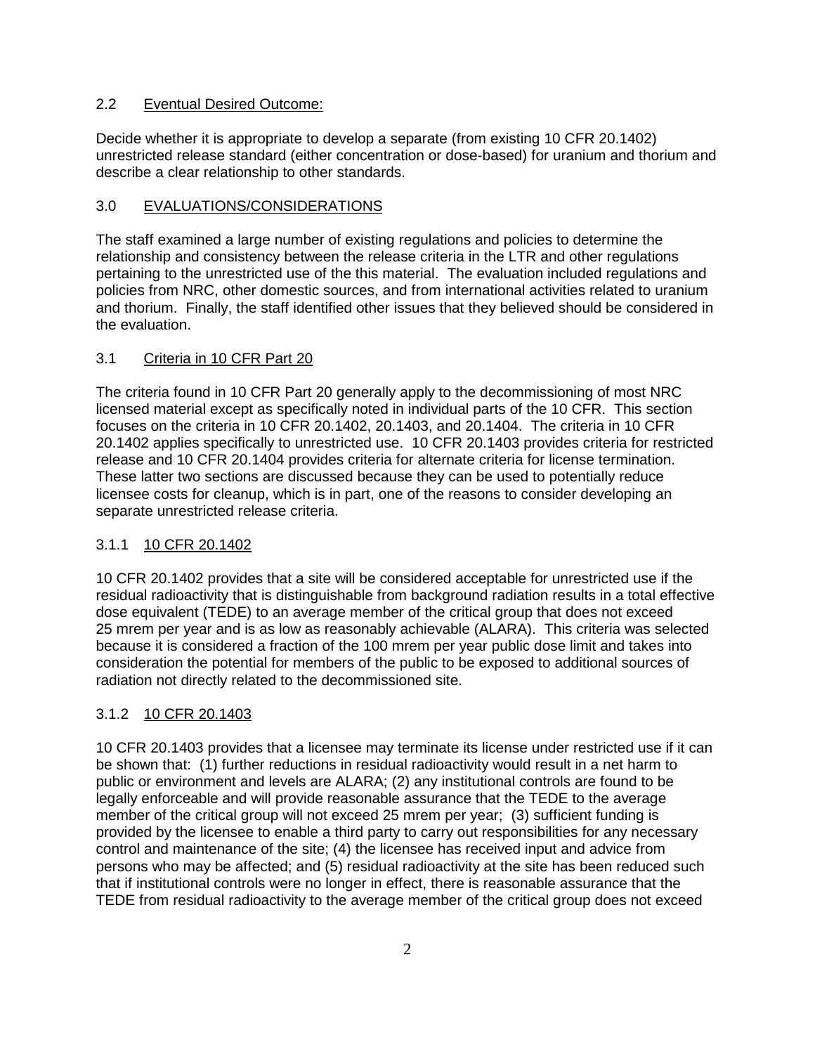## 2.2 Eventual Desired Outcome:

Decide whether it is appropriate to develop a separate (from existing 10 CFR 20.1402) unrestricted release standard (either concentration or dose-based) for uranium and thorium and describe a clear relationship to other standards.

## 3.0 EVALUATIONS/CONSIDERATIONS

The staff examined a large number of existing regulations and policies to determine the relationship and consistency between the release criteria in the LTR and other regulations pertaining to the unrestricted use of the this material. The evaluation included regulations and policies from NRC, other domestic sources, and from international activities related to uranium and thorium. Finally, the staff identified other issues that they believed should be considered in the evaluation.

### 3.1 Criteria in 10 CFR Part 20

The criteria found in 10 CFR Part 20 generally apply to the decommissioning of most NRC licensed material except as specifically noted in individual parts of the 10 CFR. This section focuses on the criteria in 10 CFR 20.1402, 20.1403, and 20.1404. The criteria in 10 CFR 20.1402 applies specifically to unrestricted use. 10 CFR 20.1403 provides criteria for restricted release and 10 CFR 20.1404 provides criteria for alternate criteria for license termination. These latter two sections are discussed because they can be used to potentially reduce licensee costs for cleanup, which is in part, one of the reasons to consider developing an separate unrestricted release criteria.

#### 3.1.1 10 CFR 20.1402

10 CFR 20.1402 provides that a site will be considered acceptable for unrestricted use if the residual radioactivity that is distinguishable from background radiation results in a total effective dose equivalent (TEDE) to an average member of the critical group that does not exceed 25 mrem per year and is as low as reasonably achievable (ALARA). This criteria was selected because it is considered a fraction of the 100 mrem per year public dose limit and takes into consideration the potential for members of the public to be exposed to additional sources of radiation not directly related to the decommissioned site.

#### 3.1.2 10 CFR 20.1403

10 CFR 20.1403 provides that a licensee may terminate its license under restricted use if it can be shown that: (1) further reductions in residual radioactivity would result in a net harm to public or environment and levels are ALARA; (2) any institutional controls are found to be legally enforceable and will provide reasonable assurance that the TEDE to the average member of the critical group will not exceed 25 mrem per year; (3) sufficient funding is provided by the licensee to enable a third party to carry out responsibilities for any necessary control and maintenance of the site; (4) the licensee has received input and advice from persons who may be affected; and (5) residual radioactivity at the site has been reduced such that if institutional controls were no longer in effect, there is reasonable assurance that the TEDE from residual radioactivity to the average member of the critical group does not exceed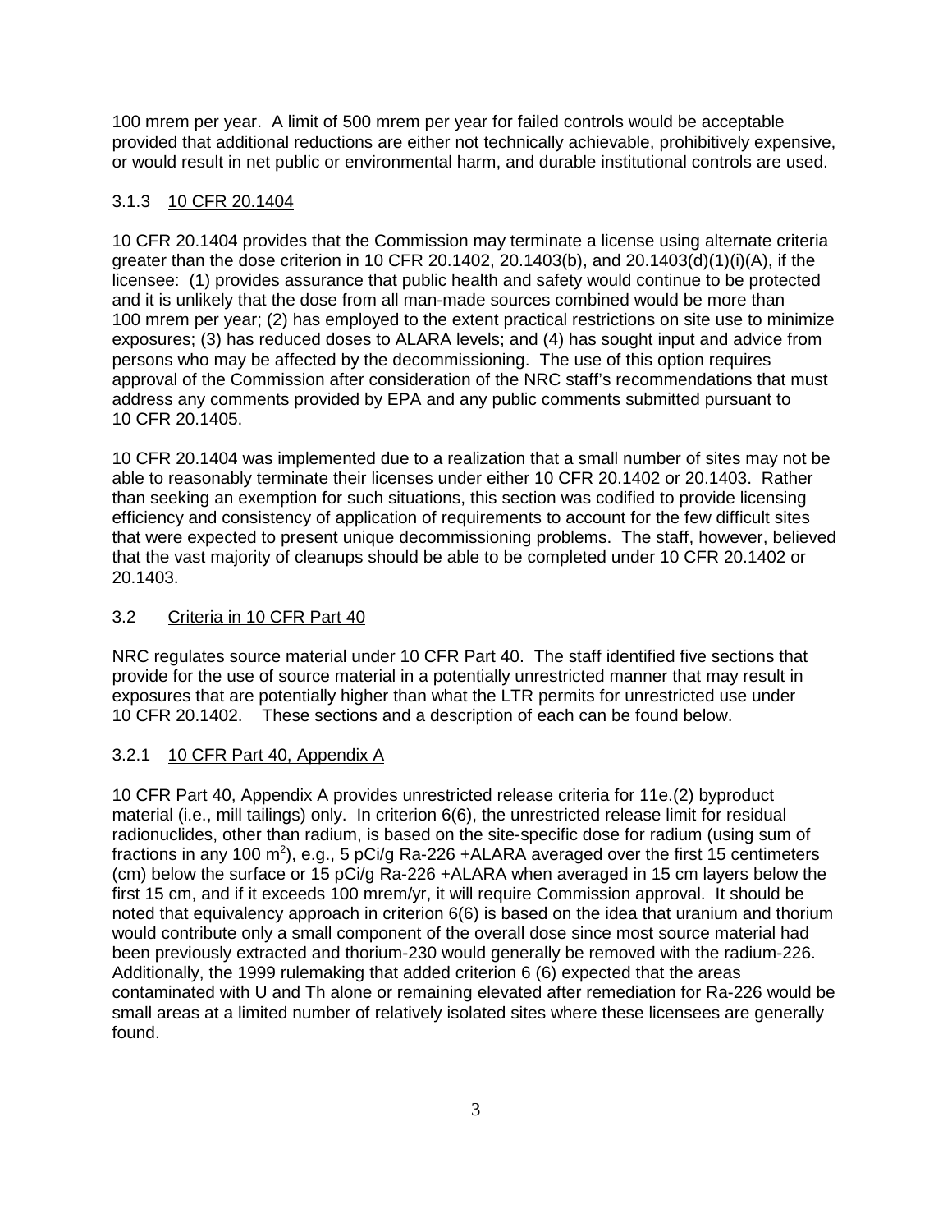100 mrem per year. A limit of 500 mrem per year for failed controls would be acceptable provided that additional reductions are either not technically achievable, prohibitively expensive, or would result in net public or environmental harm, and durable institutional controls are used.

### 3.1.3 10 CFR 20.1404

10 CFR 20.1404 provides that the Commission may terminate a license using alternate criteria greater than the dose criterion in 10 CFR 20.1402, 20.1403(b), and 20.1403(d)(1)(i)(A), if the licensee: (1) provides assurance that public health and safety would continue to be protected and it is unlikely that the dose from all man-made sources combined would be more than 100 mrem per year; (2) has employed to the extent practical restrictions on site use to minimize exposures; (3) has reduced doses to ALARA levels; and (4) has sought input and advice from persons who may be affected by the decommissioning. The use of this option requires approval of the Commission after consideration of the NRC staff's recommendations that must address any comments provided by EPA and any public comments submitted pursuant to 10 CFR 20.1405.

10 CFR 20.1404 was implemented due to a realization that a small number of sites may not be able to reasonably terminate their licenses under either 10 CFR 20.1402 or 20.1403. Rather than seeking an exemption for such situations, this section was codified to provide licensing efficiency and consistency of application of requirements to account for the few difficult sites that were expected to present unique decommissioning problems. The staff, however, believed that the vast majority of cleanups should be able to be completed under 10 CFR 20.1402 or 20.1403.

## 3.2 Criteria in 10 CFR Part 40

NRC regulates source material under 10 CFR Part 40. The staff identified five sections that provide for the use of source material in a potentially unrestricted manner that may result in exposures that are potentially higher than what the LTR permits for unrestricted use under 10 CFR 20.1402. These sections and a description of each can be found below.

### 3.2.1 10 CFR Part 40, Appendix A

10 CFR Part 40, Appendix A provides unrestricted release criteria for 11e.(2) byproduct material (i.e., mill tailings) only. In criterion 6(6), the unrestricted release limit for residual radionuclides, other than radium, is based on the site-specific dose for radium (using sum of fractions in any 100 $m^2$), e.g., 5 pCi/g Ra-226 +ALARA averaged over the first 15 centimeters (cm) below the surface or 15 pCi/g Ra-226 +ALARA when averaged in 15 cm layers below the first 15 cm, and if it exceeds 100 mrem/yr, it will require Commission approval. It should be noted that equivalency approach in criterion 6(6) is based on the idea that uranium and thorium would contribute only a small component of the overall dose since most source material had been previously extracted and thorium-230 would generally be removed with the radium-226. Additionally, the 1999 rulemaking that added criterion 6 (6) expected that the areas contaminated with U and Th alone or remaining elevated after remediation for Ra-226 would be small areas at a limited number of relatively isolated sites where these licensees are generally found.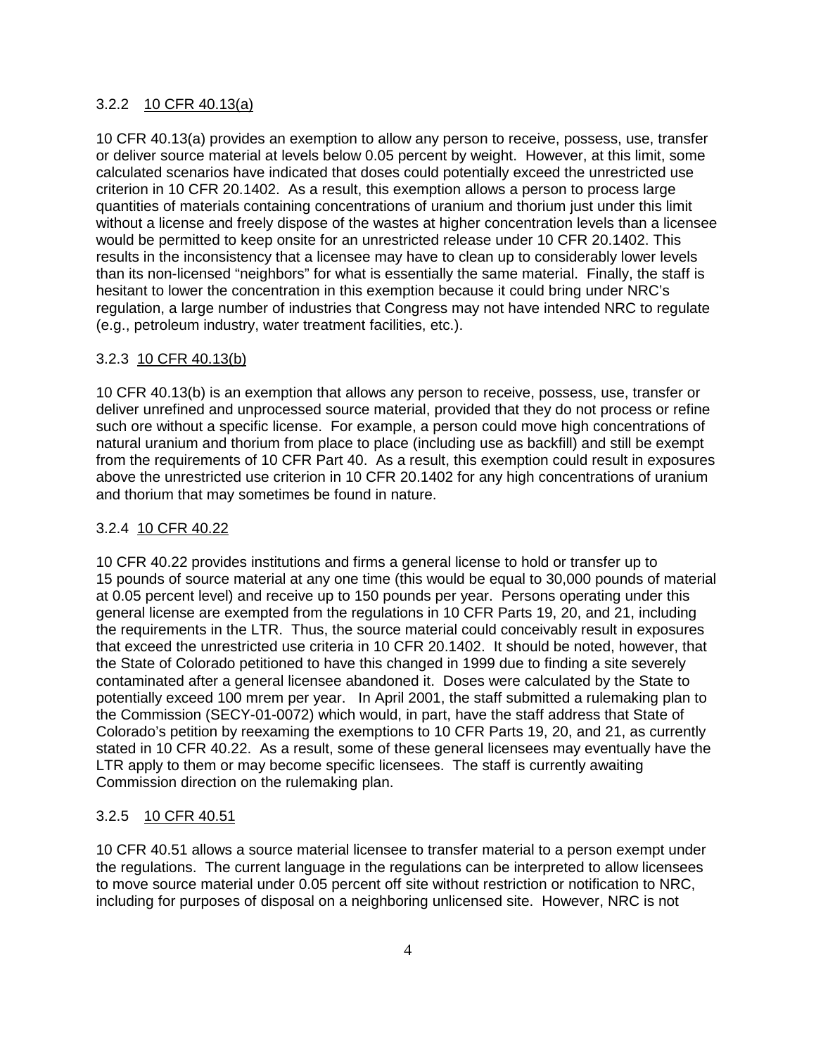### 3.2.2 10 CFR 40.13(a)

10 CFR 40.13(a) provides an exemption to allow any person to receive, possess, use, transfer or deliver source material at levels below 0.05 percent by weight. However, at this limit, some calculated scenarios have indicated that doses could potentially exceed the unrestricted use criterion in 10 CFR 20.1402. As a result, this exemption allows a person to process large quantities of materials containing concentrations of uranium and thorium just under this limit without a license and freely dispose of the wastes at higher concentration levels than a licensee would be permitted to keep onsite for an unrestricted release under 10 CFR 20.1402. This results in the inconsistency that a licensee may have to clean up to considerably lower levels than its non-licensed "neighbors" for what is essentially the same material. Finally, the staff is hesitant to lower the concentration in this exemption because it could bring under NRC's regulation, a large number of industries that Congress may not have intended NRC to regulate (e.g., petroleum industry, water treatment facilities, etc.).

### 3.2.3 10 CFR 40.13(b)

10 CFR 40.13(b) is an exemption that allows any person to receive, possess, use, transfer or deliver unrefined and unprocessed source material, provided that they do not process or refine such ore without a specific license. For example, a person could move high concentrations of natural uranium and thorium from place to place (including use as backfill) and still be exempt from the requirements of 10 CFR Part 40. As a result, this exemption could result in exposures above the unrestricted use criterion in 10 CFR 20.1402 for any high concentrations of uranium and thorium that may sometimes be found in nature.

### 3.2.4 10 CFR 40.22

10 CFR 40.22 provides institutions and firms a general license to hold or transfer up to 15 pounds of source material at any one time (this would be equal to 30,000 pounds of material at 0.05 percent level) and receive up to 150 pounds per year. Persons operating under this general license are exempted from the regulations in 10 CFR Parts 19, 20, and 21, including the requirements in the LTR. Thus, the source material could conceivably result in exposures that exceed the unrestricted use criteria in 10 CFR 20.1402. It should be noted, however, that the State of Colorado petitioned to have this changed in 1999 due to finding a site severely contaminated after a general licensee abandoned it. Doses were calculated by the State to potentially exceed 100 mrem per year. In April 2001, the staff submitted a rulemaking plan to the Commission (SECY-01-0072) which would, in part, have the staff address that State of Colorado's petition by reexaming the exemptions to 10 CFR Parts 19, 20, and 21, as currently stated in 10 CFR 40.22. As a result, some of these general licensees may eventually have the LTR apply to them or may become specific licensees. The staff is currently awaiting Commission direction on the rulemaking plan.

### 3.2.5 10 CFR 40.51

10 CFR 40.51 allows a source material licensee to transfer material to a person exempt under the regulations. The current language in the regulations can be interpreted to allow licensees to move source material under 0.05 percent off site without restriction or notification to NRC, including for purposes of disposal on a neighboring unlicensed site. However, NRC is not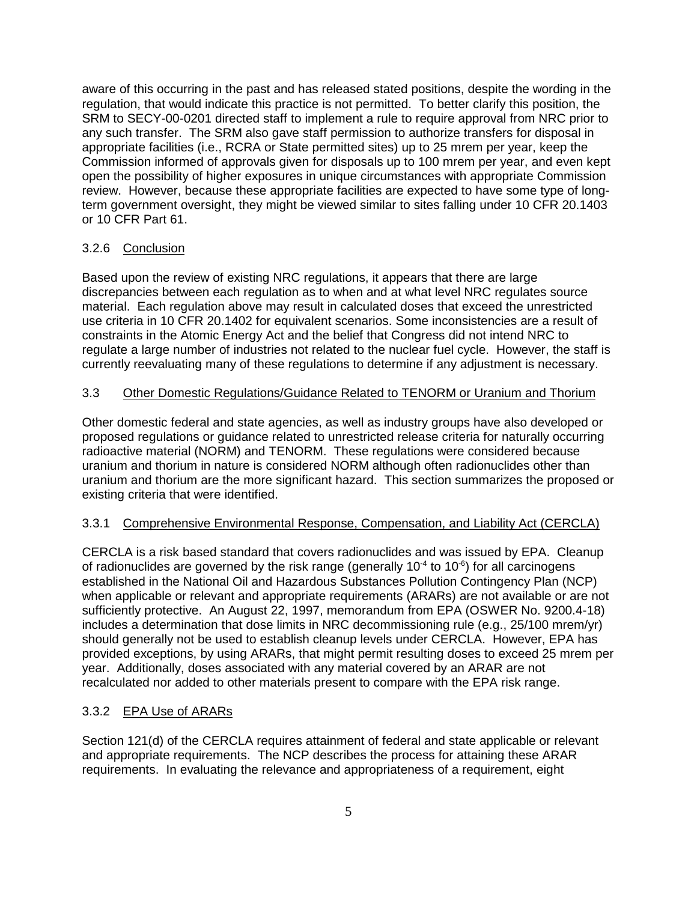aware of this occurring in the past and has released stated positions, despite the wording in the regulation, that would indicate this practice is not permitted. To better clarify this position, the SRM to SECY-00-0201 directed staff to implement a rule to require approval from NRC prior to any such transfer. The SRM also gave staff permission to authorize transfers for disposal in appropriate facilities (i.e., RCRA or State permitted sites) up to 25 mrem per year, keep the Commission informed of approvals given for disposals up to 100 mrem per year, and even kept open the possibility of higher exposures in unique circumstances with appropriate Commission review. However, because these appropriate facilities are expected to have some type of long-term government oversight, they might be viewed similar to sites falling under 10 CFR 20.1403 or 10 CFR Part 61.

### 3.2.6 Conclusion

Based upon the review of existing NRC regulations, it appears that there are large discrepancies between each regulation as to when and at what level NRC regulates source material. Each regulation above may result in calculated doses that exceed the unrestricted use criteria in 10 CFR 20.1402 for equivalent scenarios. Some inconsistencies are a result of constraints in the Atomic Energy Act and the belief that Congress did not intend NRC to regulate a large number of industries not related to the nuclear fuel cycle. However, the staff is currently reevaluating many of these regulations to determine if any adjustment is necessary.

## 3.3 Other Domestic Regulations/Guidance Related to TENORM or Uranium and Thorium

Other domestic federal and state agencies, as well as industry groups have also developed or proposed regulations or guidance related to unrestricted release criteria for naturally occurring radioactive material (NORM) and TENORM. These regulations were considered because uranium and thorium in nature is considered NORM although often radionuclides other than uranium and thorium are the more significant hazard. This section summarizes the proposed or existing criteria that were identified.

### 3.3.1 Comprehensive Environmental Response, Compensation, and Liability Act (CERCLA)

CERCLA is a risk based standard that covers radionuclides and was issued by EPA. Cleanup of radionuclides are governed by the risk range (generally $10^{-4}$ to $10^{-6}$) for all carcinogens established in the National Oil and Hazardous Substances Pollution Contingency Plan (NCP) when applicable or relevant and appropriate requirements (ARARs) are not available or are not sufficiently protective. An August 22, 1997, memorandum from EPA (OSWER No. 9200.4-18) includes a determination that dose limits in NRC decommissioning rule (e.g., 25/100 mrem/yr) should generally not be used to establish cleanup levels under CERCLA. However, EPA has provided exceptions, by using ARARs, that might permit resulting doses to exceed 25 mrem per year. Additionally, doses associated with any material covered by an ARAR are not recalculated nor added to other materials present to compare with the EPA risk range.

### 3.3.2 EPA Use of ARARs

Section 121(d) of the CERCLA requires attainment of federal and state applicable or relevant and appropriate requirements. The NCP describes the process for attaining these ARAR requirements. In evaluating the relevance and appropriateness of a requirement, eight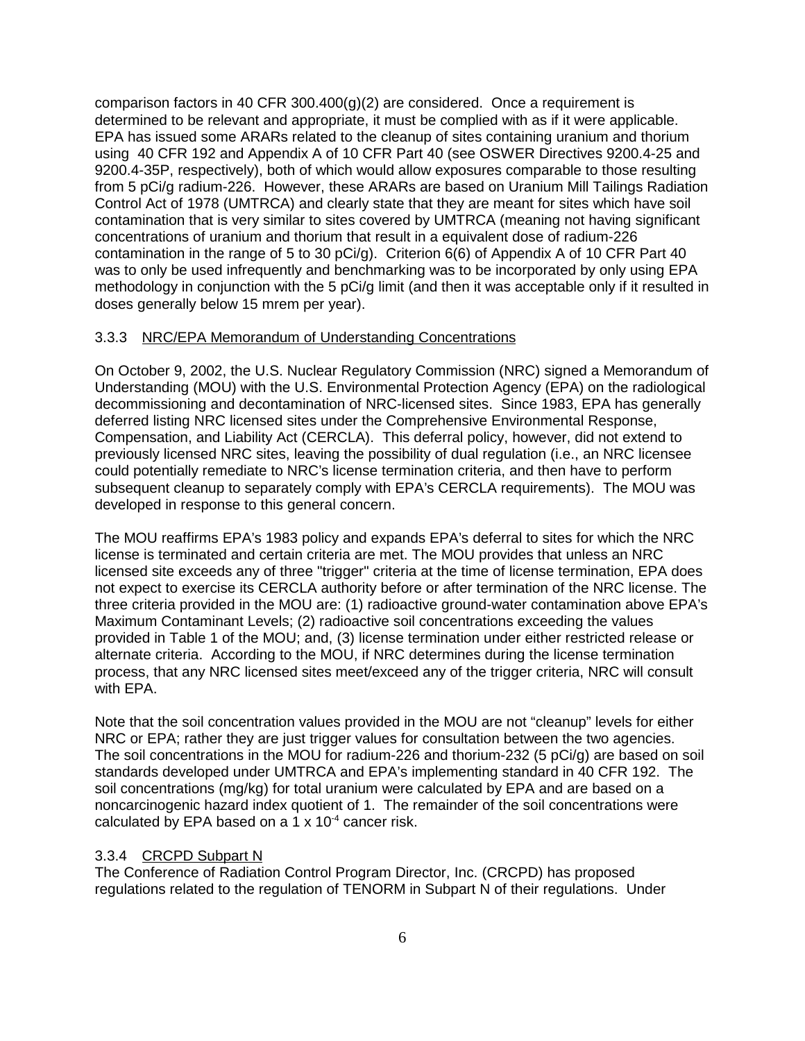comparison factors in 40 CFR 300.400(g)(2) are considered. Once a requirement is determined to be relevant and appropriate, it must be complied with as if it were applicable. EPA has issued some ARARs related to the cleanup of sites containing uranium and thorium using 40 CFR 192 and Appendix A of 10 CFR Part 40 (see OSWER Directives 9200.4-25 and 9200.4-35P, respectively), both of which would allow exposures comparable to those resulting from 5 pCi/g radium-226. However, these ARARs are based on Uranium Mill Tailings Radiation Control Act of 1978 (UMTRCA) and clearly state that they are meant for sites which have soil contamination that is very similar to sites covered by UMTRCA (meaning not having significant concentrations of uranium and thorium that result in a equivalent dose of radium-226 contamination in the range of 5 to 30 pCi/g). Criterion 6(6) of Appendix A of 10 CFR Part 40 was to only be used infrequently and benchmarking was to be incorporated by only using EPA methodology in conjunction with the 5 pCi/g limit (and then it was acceptable only if it resulted in doses generally below 15 mrem per year).

### 3.3.3 NRC/EPA Memorandum of Understanding Concentrations

On October 9, 2002, the U.S. Nuclear Regulatory Commission (NRC) signed a Memorandum of Understanding (MOU) with the U.S. Environmental Protection Agency (EPA) on the radiological decommissioning and decontamination of NRC-licensed sites. Since 1983, EPA has generally deferred listing NRC licensed sites under the Comprehensive Environmental Response, Compensation, and Liability Act (CERCLA). This deferral policy, however, did not extend to previously licensed NRC sites, leaving the possibility of dual regulation (i.e., an NRC licensee could potentially remediate to NRC's license termination criteria, and then have to perform subsequent cleanup to separately comply with EPA's CERCLA requirements). The MOU was developed in response to this general concern.

The MOU reaffirms EPA's 1983 policy and expands EPA's deferral to sites for which the NRC license is terminated and certain criteria are met. The MOU provides that unless an NRC licensed site exceeds any of three "trigger" criteria at the time of license termination, EPA does not expect to exercise its CERCLA authority before or after termination of the NRC license. The three criteria provided in the MOU are: (1) radioactive ground-water contamination above EPA's Maximum Contaminant Levels; (2) radioactive soil concentrations exceeding the values provided in Table 1 of the MOU; and, (3) license termination under either restricted release or alternate criteria. According to the MOU, if NRC determines during the license termination process, that any NRC licensed sites meet/exceed any of the trigger criteria, NRC will consult with EPA.

Note that the soil concentration values provided in the MOU are not "cleanup" levels for either NRC or EPA; rather they are just trigger values for consultation between the two agencies. The soil concentrations in the MOU for radium-226 and thorium-232 (5 pCi/g) are based on soil standards developed under UMTRCA and EPA's implementing standard in 40 CFR 192. The soil concentrations (mg/kg) for total uranium were calculated by EPA and are based on a noncarcinogenic hazard index quotient of 1. The remainder of the soil concentrations were calculated by EPA based on a $1 \times 10^{-4}$ cancer risk.

### 3.3.4 CRCPD Subpart N

The Conference of Radiation Control Program Director, Inc. (CRCPD) has proposed regulations related to the regulation of TENORM in Subpart N of their regulations. Under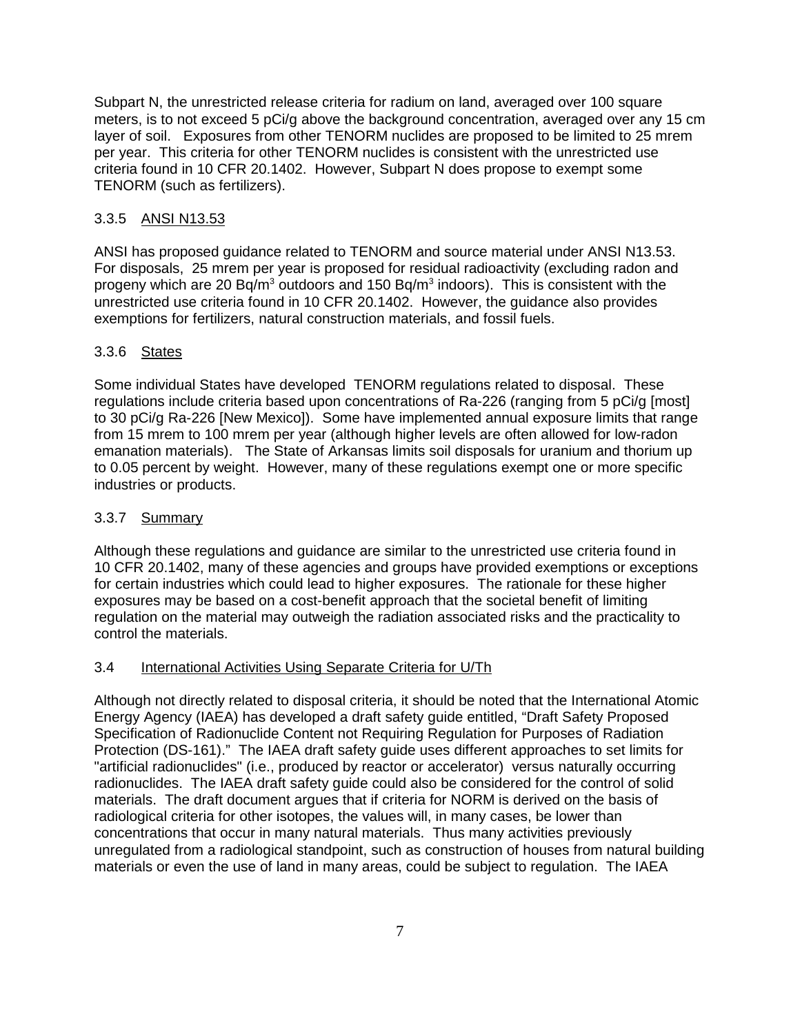Subpart N, the unrestricted release criteria for radium on land, averaged over 100 square meters, is to not exceed 5 pCi/g above the background concentration, averaged over any 15 cm layer of soil. Exposures from other TENORM nuclides are proposed to be limited to 25 mrem per year. This criteria for other TENORM nuclides is consistent with the unrestricted use criteria found in 10 CFR 20.1402. However, Subpart N does propose to exempt some TENORM (such as fertilizers).

### 3.3.5 ANSI N13.53

ANSI has proposed guidance related to TENORM and source material under ANSI N13.53. For disposals, 25 mrem per year is proposed for residual radioactivity (excluding radon and progeny which are 20 Bq/$m^3$ outdoors and 150 Bq/$m^3$ indoors). This is consistent with the unrestricted use criteria found in 10 CFR 20.1402. However, the guidance also provides exemptions for fertilizers, natural construction materials, and fossil fuels.

### 3.3.6 States

Some individual States have developed TENORM regulations related to disposal. These regulations include criteria based upon concentrations of Ra-226 (ranging from 5 pCi/g [most] to 30 pCi/g Ra-226 [New Mexico]). Some have implemented annual exposure limits that range from 15 mrem to 100 mrem per year (although higher levels are often allowed for low-radon emanation materials). The State of Arkansas limits soil disposals for uranium and thorium up to 0.05 percent by weight. However, many of these regulations exempt one or more specific industries or products.

### 3.3.7 Summary

Although these regulations and guidance are similar to the unrestricted use criteria found in 10 CFR 20.1402, many of these agencies and groups have provided exemptions or exceptions for certain industries which could lead to higher exposures. The rationale for these higher exposures may be based on a cost-benefit approach that the societal benefit of limiting regulation on the material may outweigh the radiation associated risks and the practicality to control the materials.

## 3.4 International Activities Using Separate Criteria for U/Th

Although not directly related to disposal criteria, it should be noted that the International Atomic Energy Agency (IAEA) has developed a draft safety guide entitled, "Draft Safety Proposed Specification of Radionuclide Content not Requiring Regulation for Purposes of Radiation Protection (DS-161)." The IAEA draft safety guide uses different approaches to set limits for "artificial radionuclides" (i.e., produced by reactor or accelerator) versus naturally occurring radionuclides. The IAEA draft safety guide could also be considered for the control of solid materials. The draft document argues that if criteria for NORM is derived on the basis of radiological criteria for other isotopes, the values will, in many cases, be lower than concentrations that occur in many natural materials. Thus many activities previously unregulated from a radiological standpoint, such as construction of houses from natural building materials or even the use of land in many areas, could be subject to regulation. The IAEA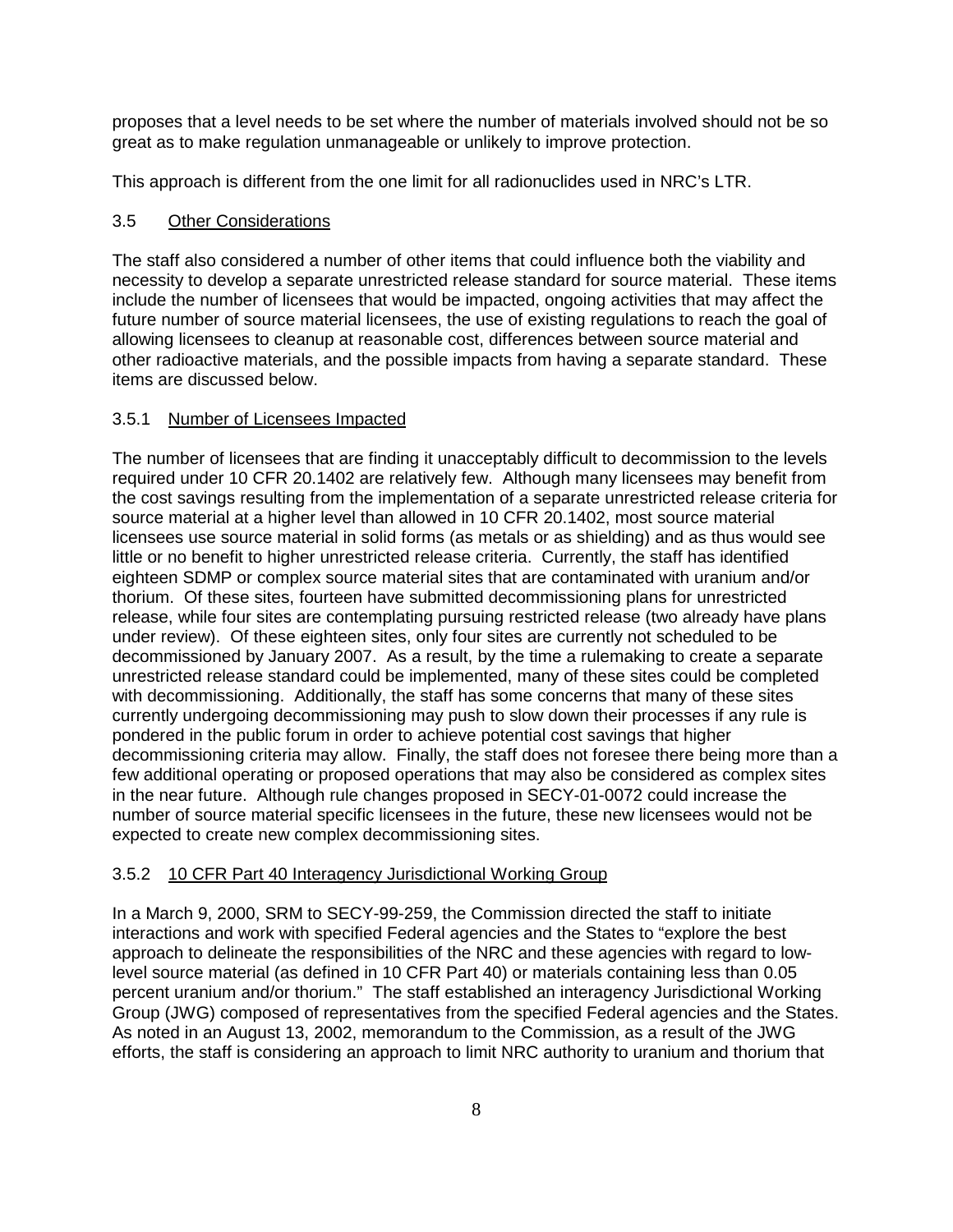proposes that a level needs to be set where the number of materials involved should not be so great as to make regulation unmanageable or unlikely to improve protection.

This approach is different from the one limit for all radionuclides used in NRC's LTR.

### 3.5 Other Considerations

The staff also considered a number of other items that could influence both the viability and necessity to develop a separate unrestricted release standard for source material. These items include the number of licensees that would be impacted, ongoing activities that may affect the future number of source material licensees, the use of existing regulations to reach the goal of allowing licensees to cleanup at reasonable cost, differences between source material and other radioactive materials, and the possible impacts from having a separate standard. These items are discussed below.

#### 3.5.1 Number of Licensees Impacted

The number of licensees that are finding it unacceptably difficult to decommission to the levels required under 10 CFR 20.1402 are relatively few. Although many licensees may benefit from the cost savings resulting from the implementation of a separate unrestricted release criteria for source material at a higher level than allowed in 10 CFR 20.1402, most source material licensees use source material in solid forms (as metals or as shielding) and as thus would see little or no benefit to higher unrestricted release criteria. Currently, the staff has identified eighteen SDMP or complex source material sites that are contaminated with uranium and/or thorium. Of these sites, fourteen have submitted decommissioning plans for unrestricted release, while four sites are contemplating pursuing restricted release (two already have plans under review). Of these eighteen sites, only four sites are currently not scheduled to be decommissioned by January 2007. As a result, by the time a rulemaking to create a separate unrestricted release standard could be implemented, many of these sites could be completed with decommissioning. Additionally, the staff has some concerns that many of these sites currently undergoing decommissioning may push to slow down their processes if any rule is pondered in the public forum in order to achieve potential cost savings that higher decommissioning criteria may allow. Finally, the staff does not foresee there being more than a few additional operating or proposed operations that may also be considered as complex sites in the near future. Although rule changes proposed in SECY-01-0072 could increase the number of source material specific licensees in the future, these new licensees would not be expected to create new complex decommissioning sites.

#### 3.5.2 10 CFR Part 40 Interagency Jurisdictional Working Group

In a March 9, 2000, SRM to SECY-99-259, the Commission directed the staff to initiate interactions and work with specified Federal agencies and the States to "explore the best approach to delineate the responsibilities of the NRC and these agencies with regard to low-level source material (as defined in 10 CFR Part 40) or materials containing less than 0.05 percent uranium and/or thorium." The staff established an interagency Jurisdictional Working Group (JWG) composed of representatives from the specified Federal agencies and the States. As noted in an August 13, 2002, memorandum to the Commission, as a result of the JWG efforts, the staff is considering an approach to limit NRC authority to uranium and thorium that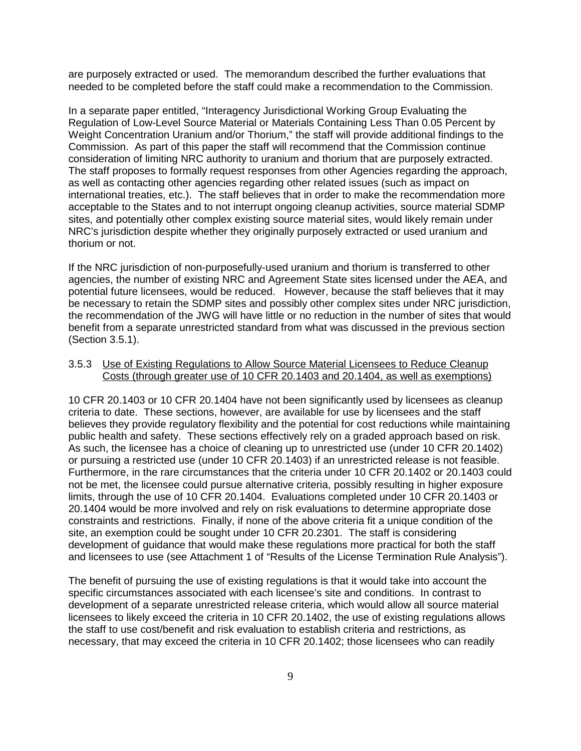are purposely extracted or used. The memorandum described the further evaluations that needed to be completed before the staff could make a recommendation to the Commission.

In a separate paper entitled, "Interagency Jurisdictional Working Group Evaluating the Regulation of Low-Level Source Material or Materials Containing Less Than 0.05 Percent by Weight Concentration Uranium and/or Thorium," the staff will provide additional findings to the Commission. As part of this paper the staff will recommend that the Commission continue consideration of limiting NRC authority to uranium and thorium that are purposely extracted. The staff proposes to formally request responses from other Agencies regarding the approach, as well as contacting other agencies regarding other related issues (such as impact on international treaties, etc.). The staff believes that in order to make the recommendation more acceptable to the States and to not interrupt ongoing cleanup activities, source material SDMP sites, and potentially other complex existing source material sites, would likely remain under NRC's jurisdiction despite whether they originally purposely extracted or used uranium and thorium or not.

If the NRC jurisdiction of non-purposefully-used uranium and thorium is transferred to other agencies, the number of existing NRC and Agreement State sites licensed under the AEA, and potential future licensees, would be reduced. However, because the staff believes that it may be necessary to retain the SDMP sites and possibly other complex sites under NRC jurisdiction, the recommendation of the JWG will have little or no reduction in the number of sites that would benefit from a separate unrestricted standard from what was discussed in the previous section (Section 3.5.1).

### 3.5.3 Use of Existing Regulations to Allow Source Material Licensees to Reduce Cleanup Costs (through greater use of 10 CFR 20.1403 and 20.1404, as well as exemptions)

10 CFR 20.1403 or 10 CFR 20.1404 have not been significantly used by licensees as cleanup criteria to date. These sections, however, are available for use by licensees and the staff believes they provide regulatory flexibility and the potential for cost reductions while maintaining public health and safety. These sections effectively rely on a graded approach based on risk. As such, the licensee has a choice of cleaning up to unrestricted use (under 10 CFR 20.1402) or pursuing a restricted use (under 10 CFR 20.1403) if an unrestricted release is not feasible. Furthermore, in the rare circumstances that the criteria under 10 CFR 20.1402 or 20.1403 could not be met, the licensee could pursue alternative criteria, possibly resulting in higher exposure limits, through the use of 10 CFR 20.1404. Evaluations completed under 10 CFR 20.1403 or 20.1404 would be more involved and rely on risk evaluations to determine appropriate dose constraints and restrictions. Finally, if none of the above criteria fit a unique condition of the site, an exemption could be sought under 10 CFR 20.2301. The staff is considering development of guidance that would make these regulations more practical for both the staff and licensees to use (see Attachment 1 of "Results of the License Termination Rule Analysis").

The benefit of pursuing the use of existing regulations is that it would take into account the specific circumstances associated with each licensee's site and conditions. In contrast to development of a separate unrestricted release criteria, which would allow all source material licensees to likely exceed the criteria in 10 CFR 20.1402, the use of existing regulations allows the staff to use cost/benefit and risk evaluation to establish criteria and restrictions, as necessary, that may exceed the criteria in 10 CFR 20.1402; those licensees who can readily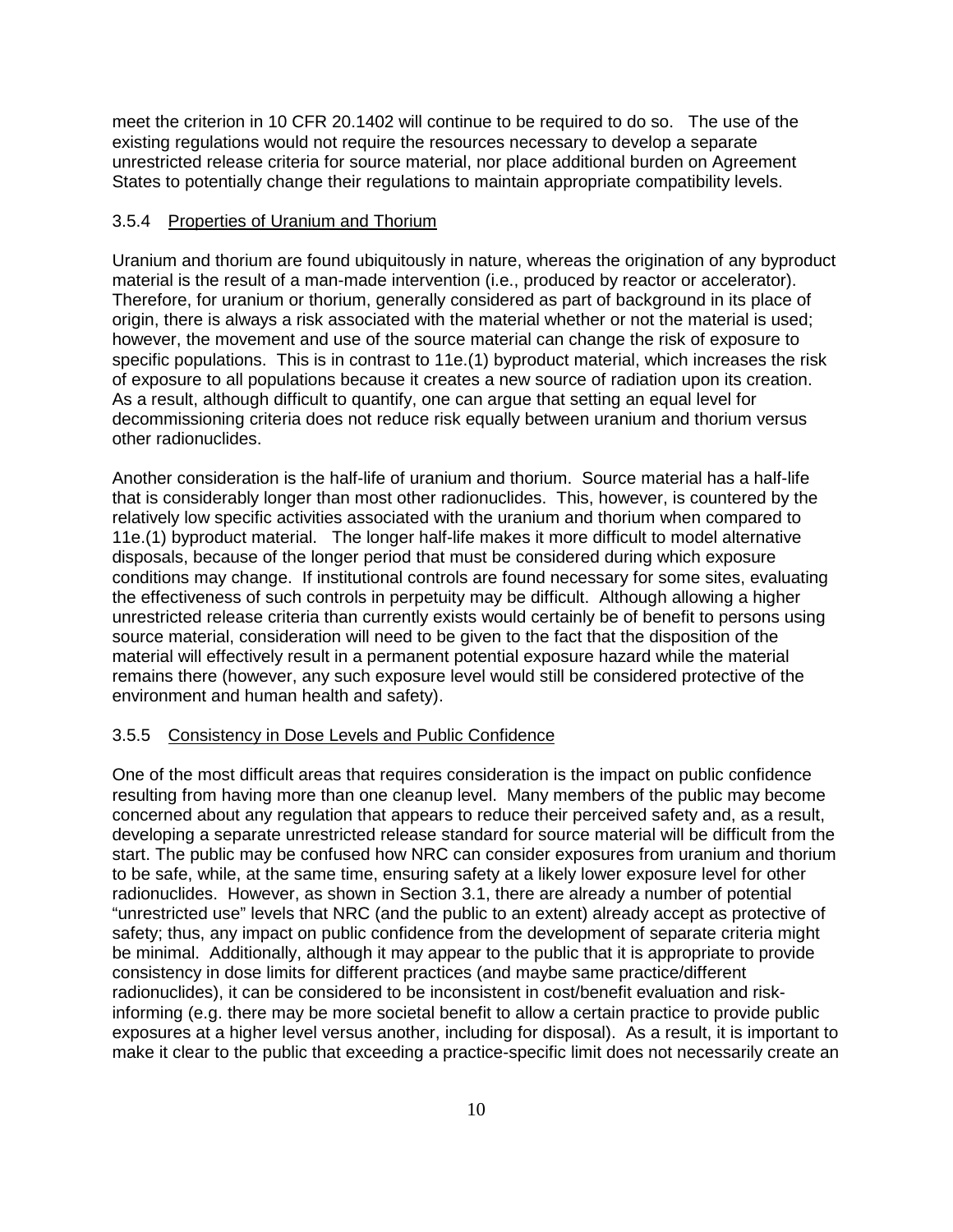meet the criterion in 10 CFR 20.1402 will continue to be required to do so. The use of the existing regulations would not require the resources necessary to develop a separate unrestricted release criteria for source material, nor place additional burden on Agreement States to potentially change their regulations to maintain appropriate compatibility levels.

### 3.5.4 Properties of Uranium and Thorium

Uranium and thorium are found ubiquitously in nature, whereas the origination of any byproduct material is the result of a man-made intervention (i.e., produced by reactor or accelerator). Therefore, for uranium or thorium, generally considered as part of background in its place of origin, there is always a risk associated with the material whether or not the material is used; however, the movement and use of the source material can change the risk of exposure to specific populations. This is in contrast to 11e.(1) byproduct material, which increases the risk of exposure to all populations because it creates a new source of radiation upon its creation. As a result, although difficult to quantify, one can argue that setting an equal level for decommissioning criteria does not reduce risk equally between uranium and thorium versus other radionuclides.

Another consideration is the half-life of uranium and thorium. Source material has a half-life that is considerably longer than most other radionuclides. This, however, is countered by the relatively low specific activities associated with the uranium and thorium when compared to 11e.(1) byproduct material. The longer half-life makes it more difficult to model alternative disposals, because of the longer period that must be considered during which exposure conditions may change. If institutional controls are found necessary for some sites, evaluating the effectiveness of such controls in perpetuity may be difficult. Although allowing a higher unrestricted release criteria than currently exists would certainly be of benefit to persons using source material, consideration will need to be given to the fact that the disposition of the material will effectively result in a permanent potential exposure hazard while the material remains there (however, any such exposure level would still be considered protective of the environment and human health and safety).

### 3.5.5 Consistency in Dose Levels and Public Confidence

One of the most difficult areas that requires consideration is the impact on public confidence resulting from having more than one cleanup level. Many members of the public may become concerned about any regulation that appears to reduce their perceived safety and, as a result, developing a separate unrestricted release standard for source material will be difficult from the start. The public may be confused how NRC can consider exposures from uranium and thorium to be safe, while, at the same time, ensuring safety at a likely lower exposure level for other radionuclides. However, as shown in Section 3.1, there are already a number of potential "unrestricted use" levels that NRC (and the public to an extent) already accept as protective of safety; thus, any impact on public confidence from the development of separate criteria might be minimal. Additionally, although it may appear to the public that it is appropriate to provide consistency in dose limits for different practices (and maybe same practice/different radionuclides), it can be considered to be inconsistent in cost/benefit evaluation and risk-informing (e.g. there may be more societal benefit to allow a certain practice to provide public exposures at a higher level versus another, including for disposal). As a result, it is important to make it clear to the public that exceeding a practice-specific limit does not necessarily create an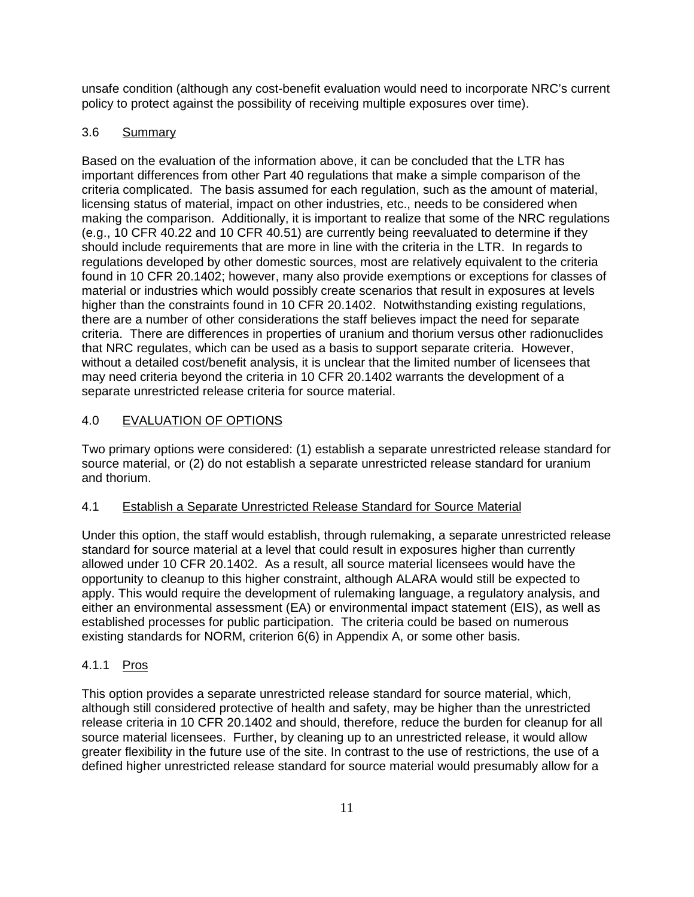unsafe condition (although any cost-benefit evaluation would need to incorporate NRC's current policy to protect against the possibility of receiving multiple exposures over time).

### 3.6 Summary

Based on the evaluation of the information above, it can be concluded that the LTR has important differences from other Part 40 regulations that make a simple comparison of the criteria complicated. The basis assumed for each regulation, such as the amount of material, licensing status of material, impact on other industries, etc., needs to be considered when making the comparison. Additionally, it is important to realize that some of the NRC regulations (e.g., 10 CFR 40.22 and 10 CFR 40.51) are currently being reevaluated to determine if they should include requirements that are more in line with the criteria in the LTR. In regards to regulations developed by other domestic sources, most are relatively equivalent to the criteria found in 10 CFR 20.1402; however, many also provide exemptions or exceptions for classes of material or industries which would possibly create scenarios that result in exposures at levels higher than the constraints found in 10 CFR 20.1402. Notwithstanding existing regulations, there are a number of other considerations the staff believes impact the need for separate criteria. There are differences in properties of uranium and thorium versus other radionuclides that NRC regulates, which can be used as a basis to support separate criteria. However, without a detailed cost/benefit analysis, it is unclear that the limited number of licensees that may need criteria beyond the criteria in 10 CFR 20.1402 warrants the development of a separate unrestricted release criteria for source material.

## 4.0 EVALUATION OF OPTIONS

Two primary options were considered: (1) establish a separate unrestricted release standard for source material, or (2) do not establish a separate unrestricted release standard for uranium and thorium.

### 4.1 Establish a Separate Unrestricted Release Standard for Source Material

Under this option, the staff would establish, through rulemaking, a separate unrestricted release standard for source material at a level that could result in exposures higher than currently allowed under 10 CFR 20.1402. As a result, all source material licensees would have the opportunity to cleanup to this higher constraint, although ALARA would still be expected to apply. This would require the development of rulemaking language, a regulatory analysis, and either an environmental assessment (EA) or environmental impact statement (EIS), as well as established processes for public participation. The criteria could be based on numerous existing standards for NORM, criterion 6(6) in Appendix A, or some other basis.

#### 4.1.1 Pros

This option provides a separate unrestricted release standard for source material, which, although still considered protective of health and safety, may be higher than the unrestricted release criteria in 10 CFR 20.1402 and should, therefore, reduce the burden for cleanup for all source material licensees. Further, by cleaning up to an unrestricted release, it would allow greater flexibility in the future use of the site. In contrast to the use of restrictions, the use of a defined higher unrestricted release standard for source material would presumably allow for a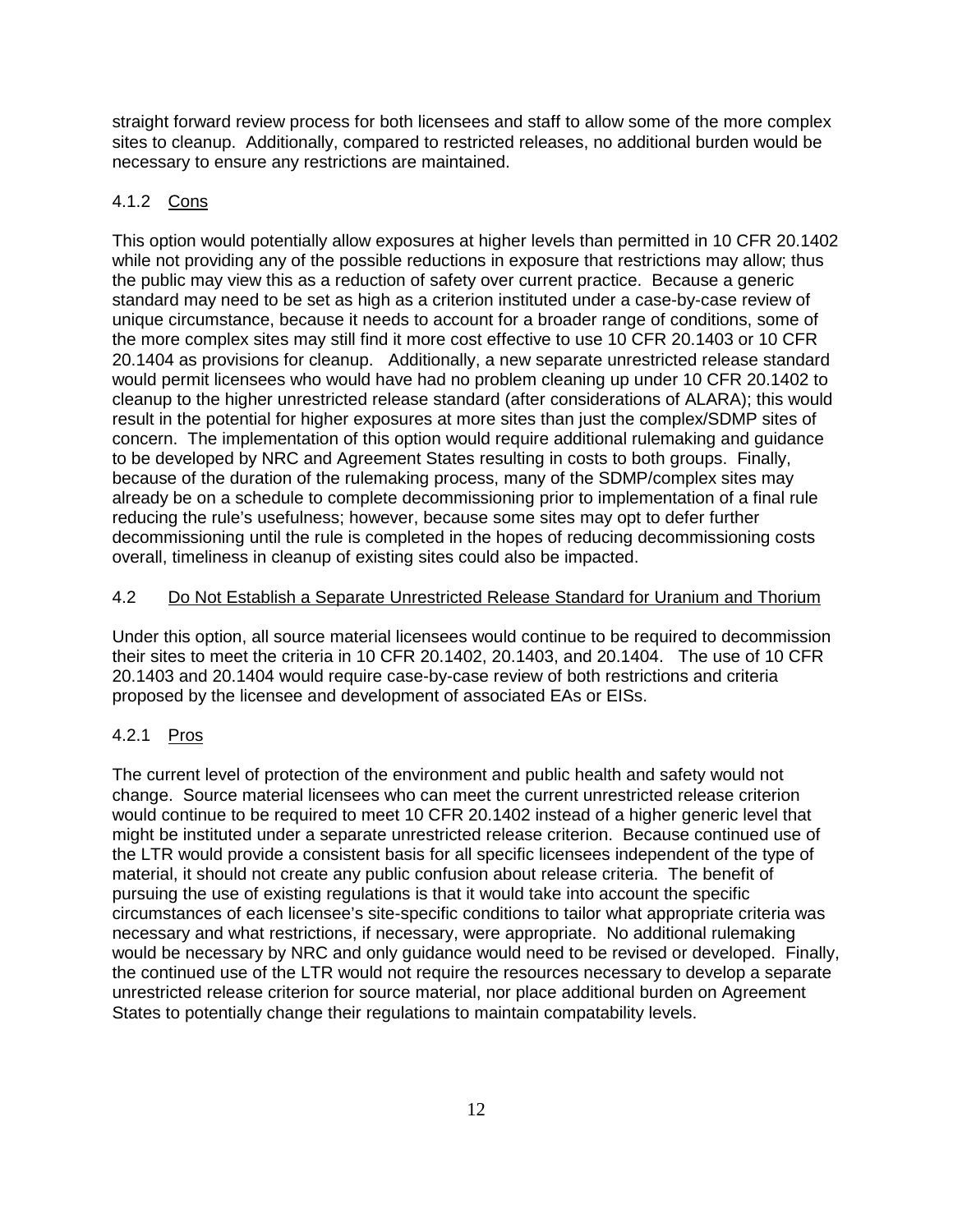straight forward review process for both licensees and staff to allow some of the more complex sites to cleanup. Additionally, compared to restricted releases, no additional burden would be necessary to ensure any restrictions are maintained.

### 4.1.2 Cons

This option would potentially allow exposures at higher levels than permitted in 10 CFR 20.1402 while not providing any of the possible reductions in exposure that restrictions may allow; thus the public may view this as a reduction of safety over current practice. Because a generic standard may need to be set as high as a criterion instituted under a case-by-case review of unique circumstance, because it needs to account for a broader range of conditions, some of the more complex sites may still find it more cost effective to use 10 CFR 20.1403 or 10 CFR 20.1404 as provisions for cleanup. Additionally, a new separate unrestricted release standard would permit licensees who would have had no problem cleaning up under 10 CFR 20.1402 to cleanup to the higher unrestricted release standard (after considerations of ALARA); this would result in the potential for higher exposures at more sites than just the complex/SDMP sites of concern. The implementation of this option would require additional rulemaking and guidance to be developed by NRC and Agreement States resulting in costs to both groups. Finally, because of the duration of the rulemaking process, many of the SDMP/complex sites may already be on a schedule to complete decommissioning prior to implementation of a final rule reducing the rule's usefulness; however, because some sites may opt to defer further decommissioning until the rule is completed in the hopes of reducing decommissioning costs overall, timeliness in cleanup of existing sites could also be impacted.

## 4.2 Do Not Establish a Separate Unrestricted Release Standard for Uranium and Thorium

Under this option, all source material licensees would continue to be required to decommission their sites to meet the criteria in 10 CFR 20.1402, 20.1403, and 20.1404. The use of 10 CFR 20.1403 and 20.1404 would require case-by-case review of both restrictions and criteria proposed by the licensee and development of associated EAs or EISs.

### 4.2.1 Pros

The current level of protection of the environment and public health and safety would not change. Source material licensees who can meet the current unrestricted release criterion would continue to be required to meet 10 CFR 20.1402 instead of a higher generic level that might be instituted under a separate unrestricted release criterion. Because continued use of the LTR would provide a consistent basis for all specific licensees independent of the type of material, it should not create any public confusion about release criteria. The benefit of pursuing the use of existing regulations is that it would take into account the specific circumstances of each licensee's site-specific conditions to tailor what appropriate criteria was necessary and what restrictions, if necessary, were appropriate. No additional rulemaking would be necessary by NRC and only guidance would need to be revised or developed. Finally, the continued use of the LTR would not require the resources necessary to develop a separate unrestricted release criterion for source material, nor place additional burden on Agreement States to potentially change their regulations to maintain compatability levels.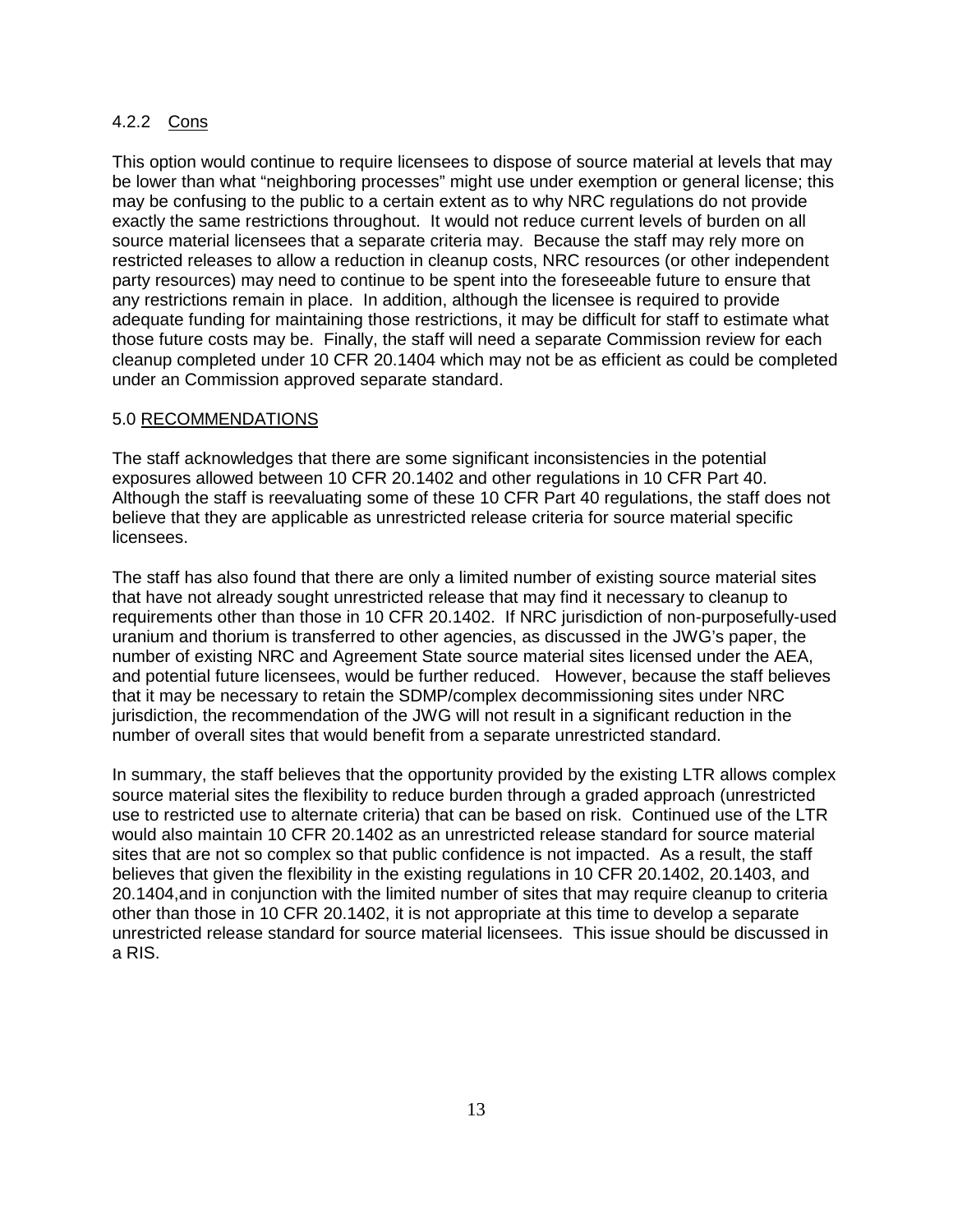#### 4.2.2 Cons

This option would continue to require licensees to dispose of source material at levels that may be lower than what "neighboring processes" might use under exemption or general license; this may be confusing to the public to a certain extent as to why NRC regulations do not provide exactly the same restrictions throughout. It would not reduce current levels of burden on all source material licensees that a separate criteria may. Because the staff may rely more on restricted releases to allow a reduction in cleanup costs, NRC resources (or other independent party resources) may need to continue to be spent into the foreseeable future to ensure that any restrictions remain in place. In addition, although the licensee is required to provide adequate funding for maintaining those restrictions, it may be difficult for staff to estimate what those future costs may be. Finally, the staff will need a separate Commission review for each cleanup completed under 10 CFR 20.1404 which may not be as efficient as could be completed under an Commission approved separate standard.

## 5.0 RECOMMENDATIONS

The staff acknowledges that there are some significant inconsistencies in the potential exposures allowed between 10 CFR 20.1402 and other regulations in 10 CFR Part 40. Although the staff is reevaluating some of these 10 CFR Part 40 regulations, the staff does not believe that they are applicable as unrestricted release criteria for source material specific licensees.

The staff has also found that there are only a limited number of existing source material sites that have not already sought unrestricted release that may find it necessary to cleanup to requirements other than those in 10 CFR 20.1402. If NRC jurisdiction of non-purposefully-used uranium and thorium is transferred to other agencies, as discussed in the JWG's paper, the number of existing NRC and Agreement State source material sites licensed under the AEA, and potential future licensees, would be further reduced. However, because the staff believes that it may be necessary to retain the SDMP/complex decommissioning sites under NRC jurisdiction, the recommendation of the JWG will not result in a significant reduction in the number of overall sites that would benefit from a separate unrestricted standard.

In summary, the staff believes that the opportunity provided by the existing LTR allows complex source material sites the flexibility to reduce burden through a graded approach (unrestricted use to restricted use to alternate criteria) that can be based on risk. Continued use of the LTR would also maintain 10 CFR 20.1402 as an unrestricted release standard for source material sites that are not so complex so that public confidence is not impacted. As a result, the staff believes that given the flexibility in the existing regulations in 10 CFR 20.1402, 20.1403, and 20.1404,and in conjunction with the limited number of sites that may require cleanup to criteria other than those in 10 CFR 20.1402, it is not appropriate at this time to develop a separate unrestricted release standard for source material licensees. This issue should be discussed in a RIS.